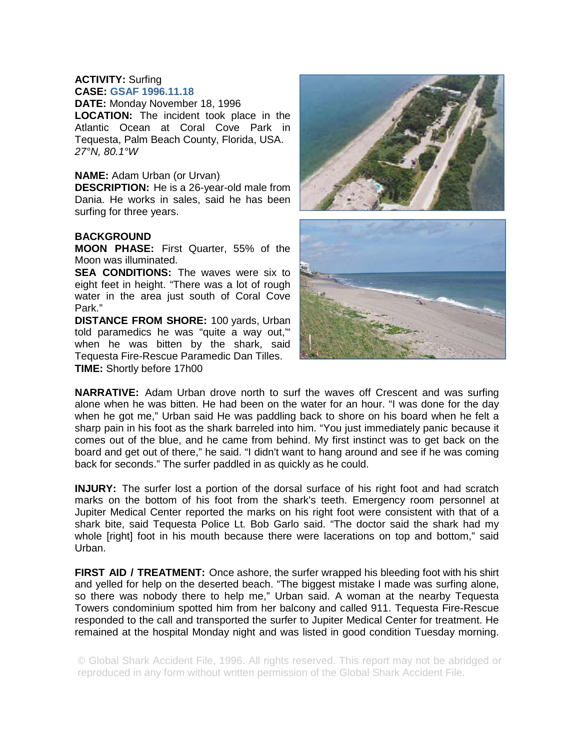**ACTIVITY:** Surfing
**CASE:** **GSAF 1996.11.18**
**DATE:** Monday November 18, 1996
**LOCATION:** The incident took place in the Atlantic Ocean at Coral Cove Park in Tequesta, Palm Beach County, Florida, USA.
*27°N, 80.1°W*

**NAME:** Adam Urban (or Urvan)
**DESCRIPTION:** He is a 26-year-old male from Dania. He works in sales, said he has been surfing for three years.

**BACKGROUND**
**MOON PHASE:** First Quarter, 55% of the Moon was illuminated.
**SEA CONDITIONS:** The waves were six to eight feet in height. "There was a lot of rough water in the area just south of Coral Cove Park."
**DISTANCE FROM SHORE:** 100 yards, Urban told paramedics he was "quite a way out,'" when he was bitten by the shark, said Tequesta Fire-Rescue Paramedic Dan Tilles.
**TIME:** Shortly before 17h00

**NARRATIVE:** Adam Urban drove north to surf the waves off Crescent and was surfing alone when he was bitten. He had been on the water for an hour. "I was done for the day when he got me," Urban said He was paddling back to shore on his board when he felt a sharp pain in his foot as the shark barreled into him. "You just immediately panic because it comes out of the blue, and he came from behind. My first instinct was to get back on the board and get out of there," he said. "I didn't want to hang around and see if he was coming back for seconds." The surfer paddled in as quickly as he could.

**INJURY:** The surfer lost a portion of the dorsal surface of his right foot and had scratch marks on the bottom of his foot from the shark's teeth. Emergency room personnel at Jupiter Medical Center reported the marks on his right foot were consistent with that of a shark bite, said Tequesta Police Lt. Bob Garlo said. "The doctor said the shark had my whole [right] foot in his mouth because there were lacerations on top and bottom," said Urban.

**FIRST AID / TREATMENT:** Once ashore, the surfer wrapped his bleeding foot with his shirt and yelled for help on the deserted beach. "The biggest mistake I made was surfing alone, so there was nobody there to help me," Urban said. A woman at the nearby Tequesta Towers condominium spotted him from her balcony and called 911. Tequesta Fire-Rescue responded to the call and transported the surfer to Jupiter Medical Center for treatment. He remained at the hospital Monday night and was listed in good condition Tuesday morning.

© Global Shark Accident File, 1996. All rights reserved. This report may not be abridged or reproduced in any form without written permission of the Global Shark Accident File.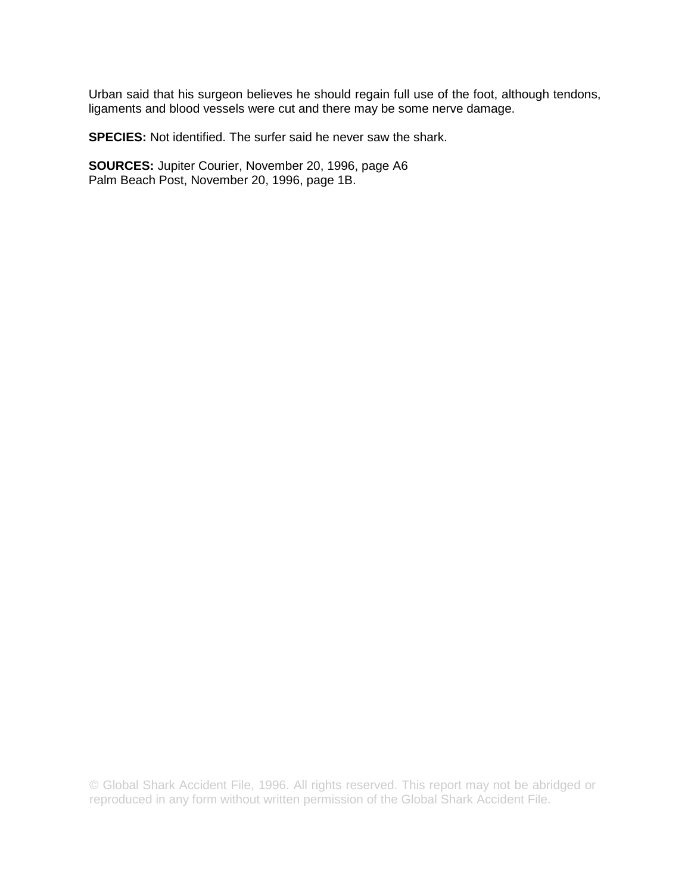Urban said that his surgeon believes he should regain full use of the foot, although tendons, ligaments and blood vessels were cut and there may be some nerve damage.

**SPECIES:** Not identified. The surfer said he never saw the shark.

**SOURCES:** Jupiter Courier, November 20, 1996, page A6
Palm Beach Post, November 20, 1996, page 1B.

© Global Shark Accident File, 1996. All rights reserved. This report may not be abridged or reproduced in any form without written permission of the Global Shark Accident File.